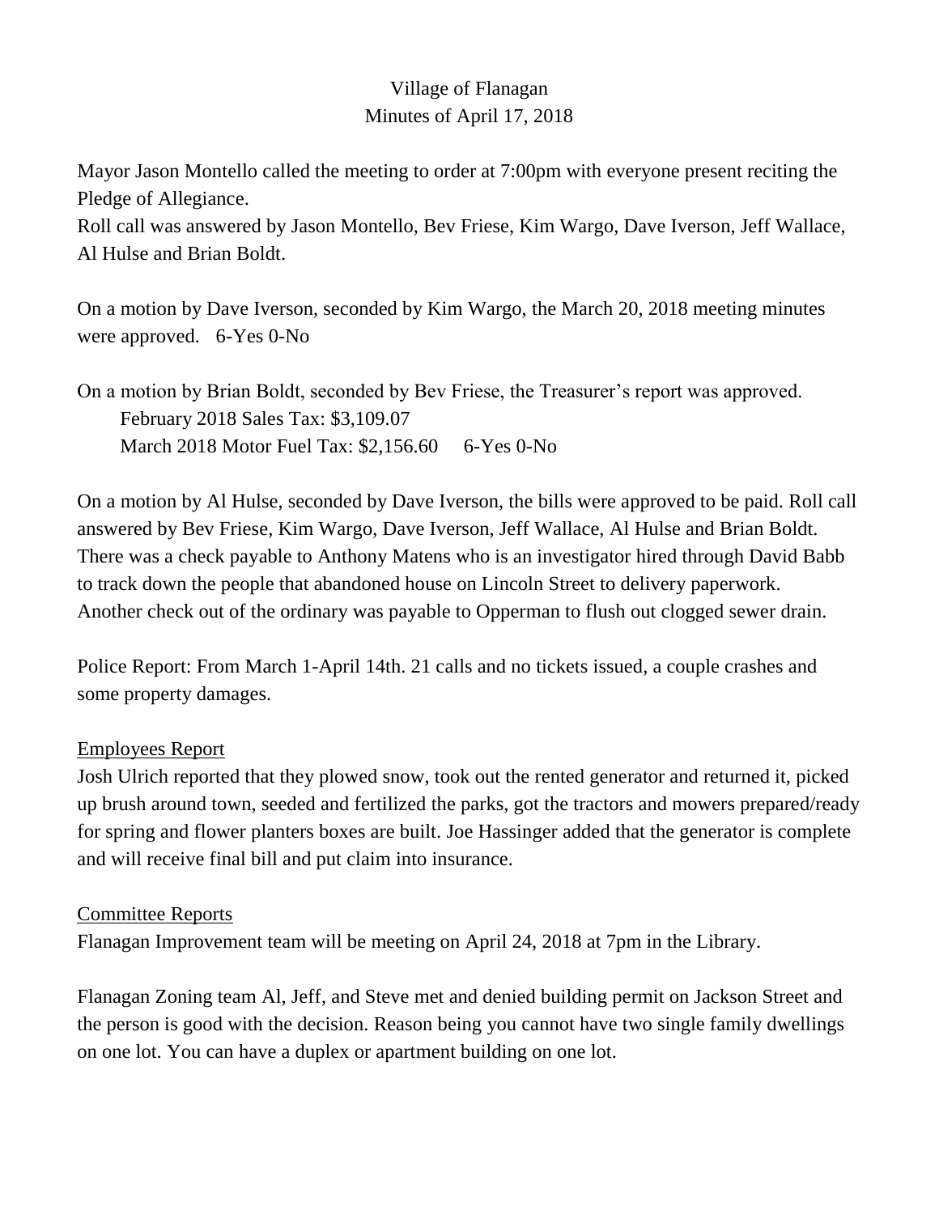Village of Flanagan
Minutes of April 17, 2018

Mayor Jason Montello called the meeting to order at 7:00pm with everyone present reciting the Pledge of Allegiance.
Roll call was answered by Jason Montello, Bev Friese, Kim Wargo, Dave Iverson, Jeff Wallace, Al Hulse and Brian Boldt.

On a motion by Dave Iverson, seconded by Kim Wargo, the March 20, 2018 meeting minutes were approved. 6-Yes 0-No

On a motion by Brian Boldt, seconded by Bev Friese, the Treasurer's report was approved.
February 2018 Sales Tax: $3,109.07
March 2018 Motor Fuel Tax: $2,156.60 6-Yes 0-No

On a motion by Al Hulse, seconded by Dave Iverson, the bills were approved to be paid. Roll call answered by Bev Friese, Kim Wargo, Dave Iverson, Jeff Wallace, Al Hulse and Brian Boldt. There was a check payable to Anthony Matens who is an investigator hired through David Babb to track down the people that abandoned house on Lincoln Street to delivery paperwork. Another check out of the ordinary was payable to Opperman to flush out clogged sewer drain.

Police Report: From March 1-April 14th. 21 calls and no tickets issued, a couple crashes and some property damages.

<u>Employees Report</u>

Josh Ulrich reported that they plowed snow, took out the rented generator and returned it, picked up brush around town, seeded and fertilized the parks, got the tractors and mowers prepared/ready for spring and flower planters boxes are built. Joe Hassinger added that the generator is complete and will receive final bill and put claim into insurance.

<u>Committee Reports</u>

Flanagan Improvement team will be meeting on April 24, 2018 at 7pm in the Library.

Flanagan Zoning team Al, Jeff, and Steve met and denied building permit on Jackson Street and the person is good with the decision. Reason being you cannot have two single family dwellings on one lot. You can have a duplex or apartment building on one lot.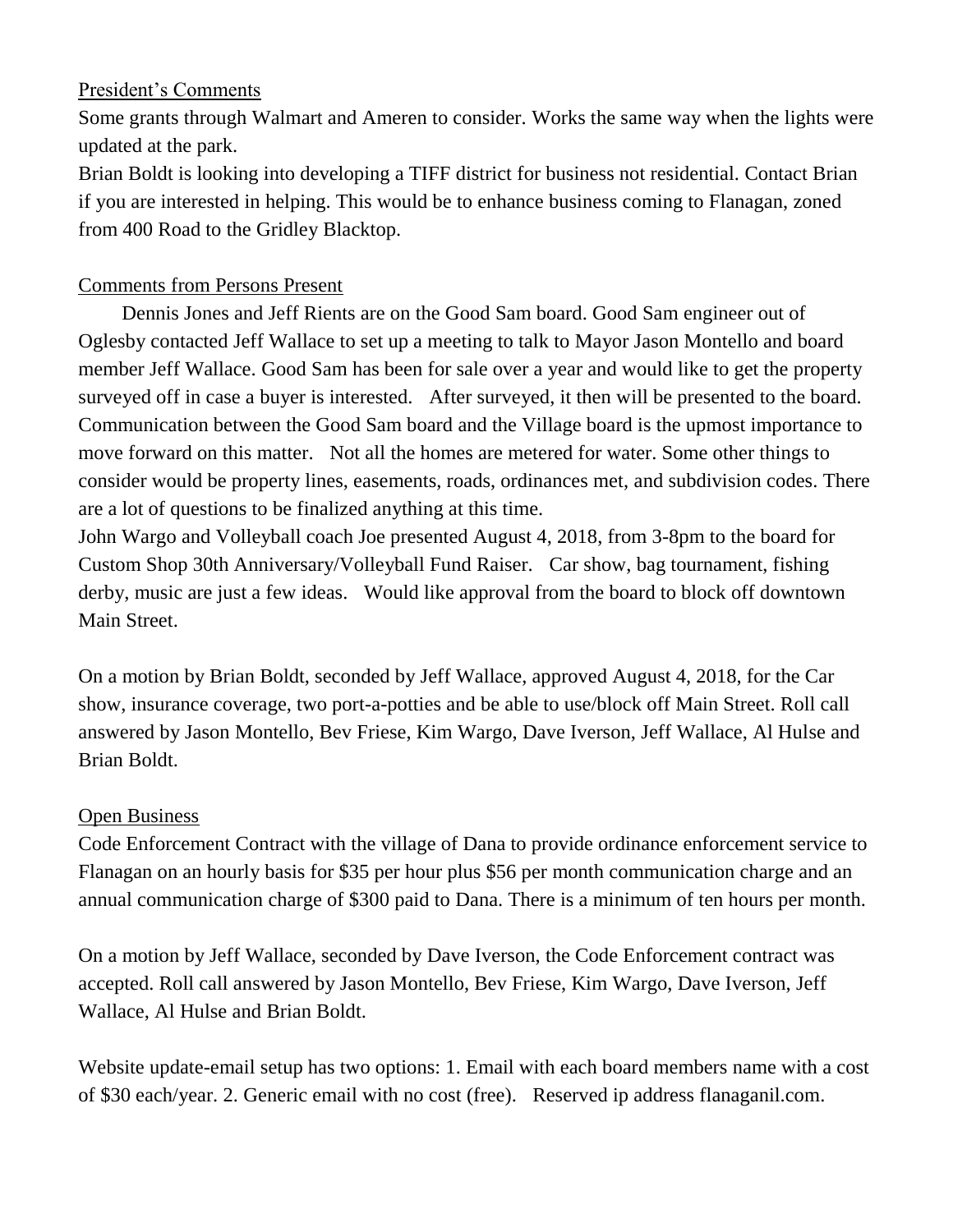President's Comments

Some grants through Walmart and Ameren to consider. Works the same way when the lights were updated at the park.

Brian Boldt is looking into developing a TIFF district for business not residential. Contact Brian if you are interested in helping. This would be to enhance business coming to Flanagan, zoned from 400 Road to the Gridley Blacktop.

Comments from Persons Present

Dennis Jones and Jeff Rients are on the Good Sam board. Good Sam engineer out of Oglesby contacted Jeff Wallace to set up a meeting to talk to Mayor Jason Montello and board member Jeff Wallace. Good Sam has been for sale over a year and would like to get the property surveyed off in case a buyer is interested. After surveyed, it then will be presented to the board. Communication between the Good Sam board and the Village board is the upmost importance to move forward on this matter. Not all the homes are metered for water. Some other things to consider would be property lines, easements, roads, ordinances met, and subdivision codes. There are a lot of questions to be finalized anything at this time.

John Wargo and Volleyball coach Joe presented August 4, 2018, from 3-8pm to the board for Custom Shop 30th Anniversary/Volleyball Fund Raiser. Car show, bag tournament, fishing derby, music are just a few ideas. Would like approval from the board to block off downtown Main Street.

On a motion by Brian Boldt, seconded by Jeff Wallace, approved August 4, 2018, for the Car show, insurance coverage, two port-a-potties and be able to use/block off Main Street. Roll call answered by Jason Montello, Bev Friese, Kim Wargo, Dave Iverson, Jeff Wallace, Al Hulse and Brian Boldt.

Open Business

Code Enforcement Contract with the village of Dana to provide ordinance enforcement service to Flanagan on an hourly basis for $35 per hour plus $56 per month communication charge and an annual communication charge of $300 paid to Dana. There is a minimum of ten hours per month.

On a motion by Jeff Wallace, seconded by Dave Iverson, the Code Enforcement contract was accepted. Roll call answered by Jason Montello, Bev Friese, Kim Wargo, Dave Iverson, Jeff Wallace, Al Hulse and Brian Boldt.

Website update-email setup has two options: 1. Email with each board members name with a cost of $30 each/year. 2. Generic email with no cost (free). Reserved ip address flanaganil.com.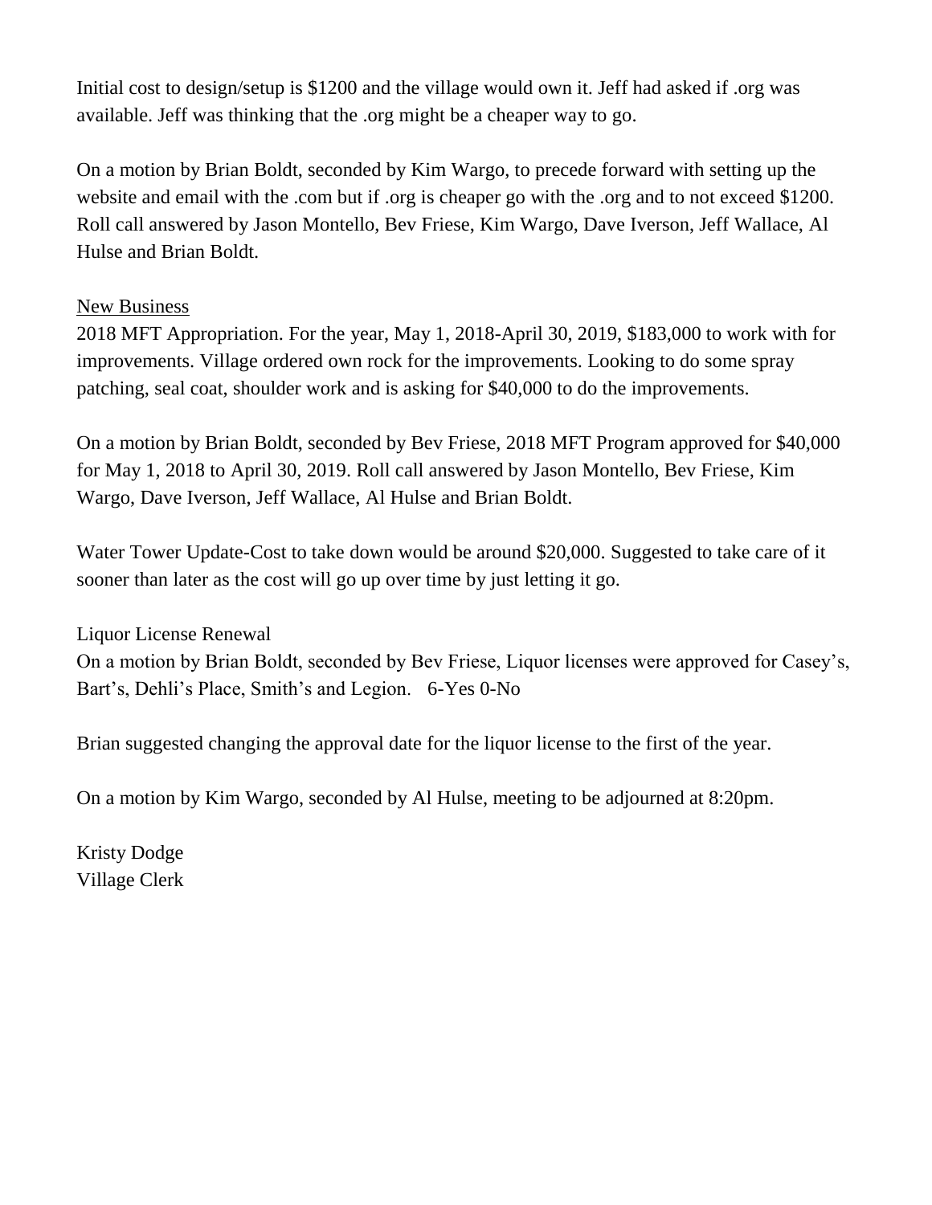Initial cost to design/setup is $1200 and the village would own it. Jeff had asked if .org was available. Jeff was thinking that the .org might be a cheaper way to go.

On a motion by Brian Boldt, seconded by Kim Wargo, to precede forward with setting up the website and email with the .com but if .org is cheaper go with the .org and to not exceed $1200. Roll call answered by Jason Montello, Bev Friese, Kim Wargo, Dave Iverson, Jeff Wallace, Al Hulse and Brian Boldt.

<u>New Business</u>

2018 MFT Appropriation. For the year, May 1, 2018-April 30, 2019, $183,000 to work with for improvements. Village ordered own rock for the improvements. Looking to do some spray patching, seal coat, shoulder work and is asking for $40,000 to do the improvements.

On a motion by Brian Boldt, seconded by Bev Friese, 2018 MFT Program approved for $40,000 for May 1, 2018 to April 30, 2019. Roll call answered by Jason Montello, Bev Friese, Kim Wargo, Dave Iverson, Jeff Wallace, Al Hulse and Brian Boldt.

Water Tower Update-Cost to take down would be around $20,000. Suggested to take care of it sooner than later as the cost will go up over time by just letting it go.

Liquor License Renewal

On a motion by Brian Boldt, seconded by Bev Friese, Liquor licenses were approved for Casey's, Bart's, Dehli's Place, Smith's and Legion. 6-Yes 0-No

Brian suggested changing the approval date for the liquor license to the first of the year.

On a motion by Kim Wargo, seconded by Al Hulse, meeting to be adjourned at 8:20pm.

Kristy Dodge
Village Clerk